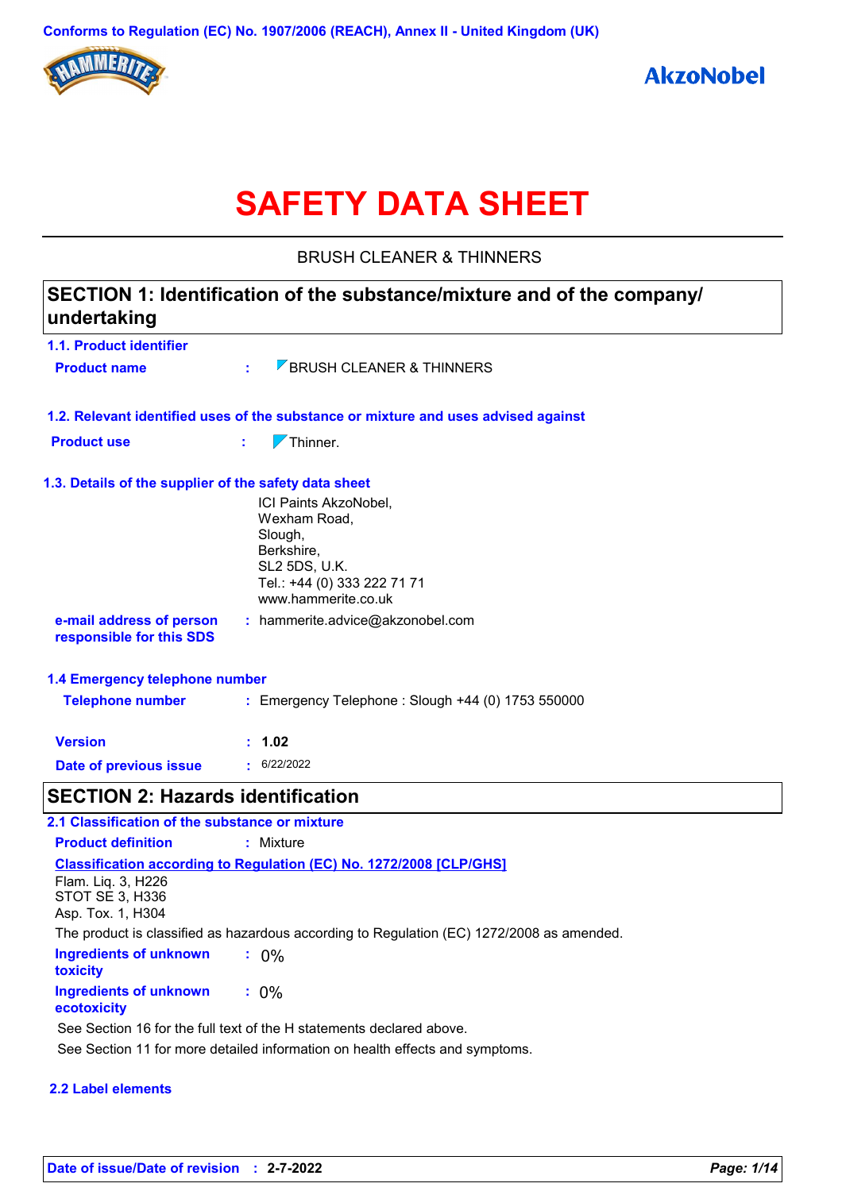Conforms to Regulation (EC) No. 1907/2006 (REACH), Annex II - United Kingdom (UK)

HAMMERITE

AkzoNobel

# SAFETY DATA SHEET

BRUSH CLEANER & THINNERS

## SECTION 1: Identification of the substance/mixture and of the company/ undertaking

### 1.1. Product identifier

**Product name** : BRUSH CLEANER & THINNERS

### 1.2. Relevant identified uses of the substance or mixture and uses advised against

**Product use** : Thinner.

### 1.3. Details of the supplier of the safety data sheet

ICI Paints AkzoNobel,
Wexham Road,
Slough,
Berkshire,
SL2 5DS, U.K.
Tel.: +44 (0) 333 222 71 71
www.hammerite.co.uk

**e-mail address of person responsible for this SDS** : hammerite.advice@akzonobel.com

### 1.4 Emergency telephone number

**Telephone number** : Emergency Telephone : Slough +44 (0) 1753 550000

**Version** : **1.02**

**Date of previous issue** : 6/22/2022

## SECTION 2: Hazards identification

### 2.1 Classification of the substance or mixture

**Product definition** : Mixture

**Classification according to Regulation (EC) No. 1272/2008 [CLP/GHS]**

Flam. Liq. 3, H226
STOT SE 3, H336
Asp. Tox. 1, H304

The product is classified as hazardous according to Regulation (EC) 1272/2008 as amended.

**Ingredients of unknown toxicity** : 0%

**Ingredients of unknown ecotoxicity** : 0%

See Section 16 for the full text of the H statements declared above.

See Section 11 for more detailed information on health effects and symptoms.

### 2.2 Label elements

**Date of issue/Date of revision** : **2-7-2022**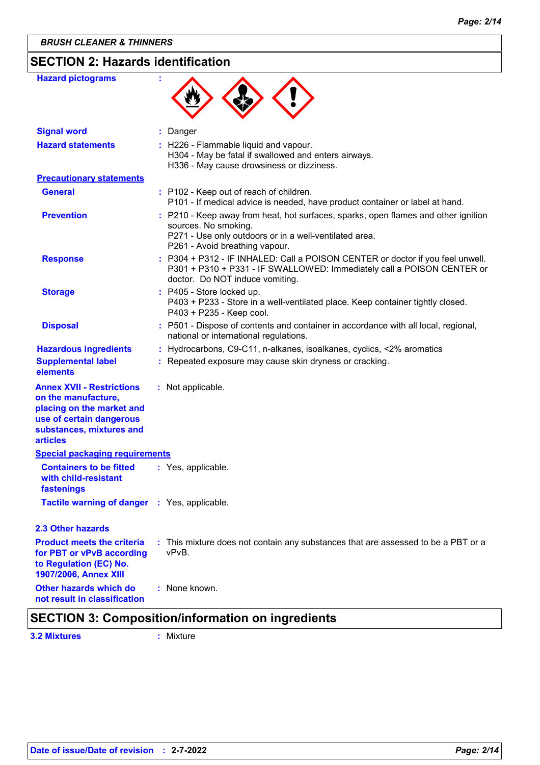## SECTION 2: Hazards identification

**Hazard pictograms** :

**Signal word** : Danger

**Hazard statements** : H226 - Flammable liquid and vapour.
H304 - May be fatal if swallowed and enters airways.
H336 - May cause drowsiness or dizziness.

**Precautionary statements**

**General** : P102 - Keep out of reach of children.
P101 - If medical advice is needed, have product container or label at hand.

**Prevention** : P210 - Keep away from heat, hot surfaces, sparks, open flames and other ignition sources. No smoking.
P271 - Use only outdoors or in a well-ventilated area.
P261 - Avoid breathing vapour.

**Response** : P304 + P312 - IF INHALED: Call a POISON CENTER or doctor if you feel unwell.
P301 + P310 + P331 - IF SWALLOWED: Immediately call a POISON CENTER or doctor. Do NOT induce vomiting.

**Storage** : P405 - Store locked up.
P403 + P233 - Store in a well-ventilated place. Keep container tightly closed.
P403 + P235 - Keep cool.

**Disposal** : P501 - Dispose of contents and container in accordance with all local, regional, national or international regulations.

**Hazardous ingredients** : Hydrocarbons, C9-C11, n-alkanes, isoalkanes, cyclics, <2% aromatics

**Supplemental label elements** : Repeated exposure may cause skin dryness or cracking.

**Annex XVII - Restrictions on the manufacture, placing on the market and use of certain dangerous substances, mixtures and articles** : Not applicable.

**Special packaging requirements**

**Containers to be fitted with child-resistant fastenings** : Yes, applicable.

**Tactile warning of danger** : Yes, applicable.

### 2.3 Other hazards

**Product meets the criteria for PBT or vPvB according to Regulation (EC) No. 1907/2006, Annex XIII** : This mixture does not contain any substances that are assessed to be a PBT or a vPvB.

**Other hazards which do not result in classification** : None known.

## SECTION 3: Composition/information on ingredients

**3.2 Mixtures** : Mixture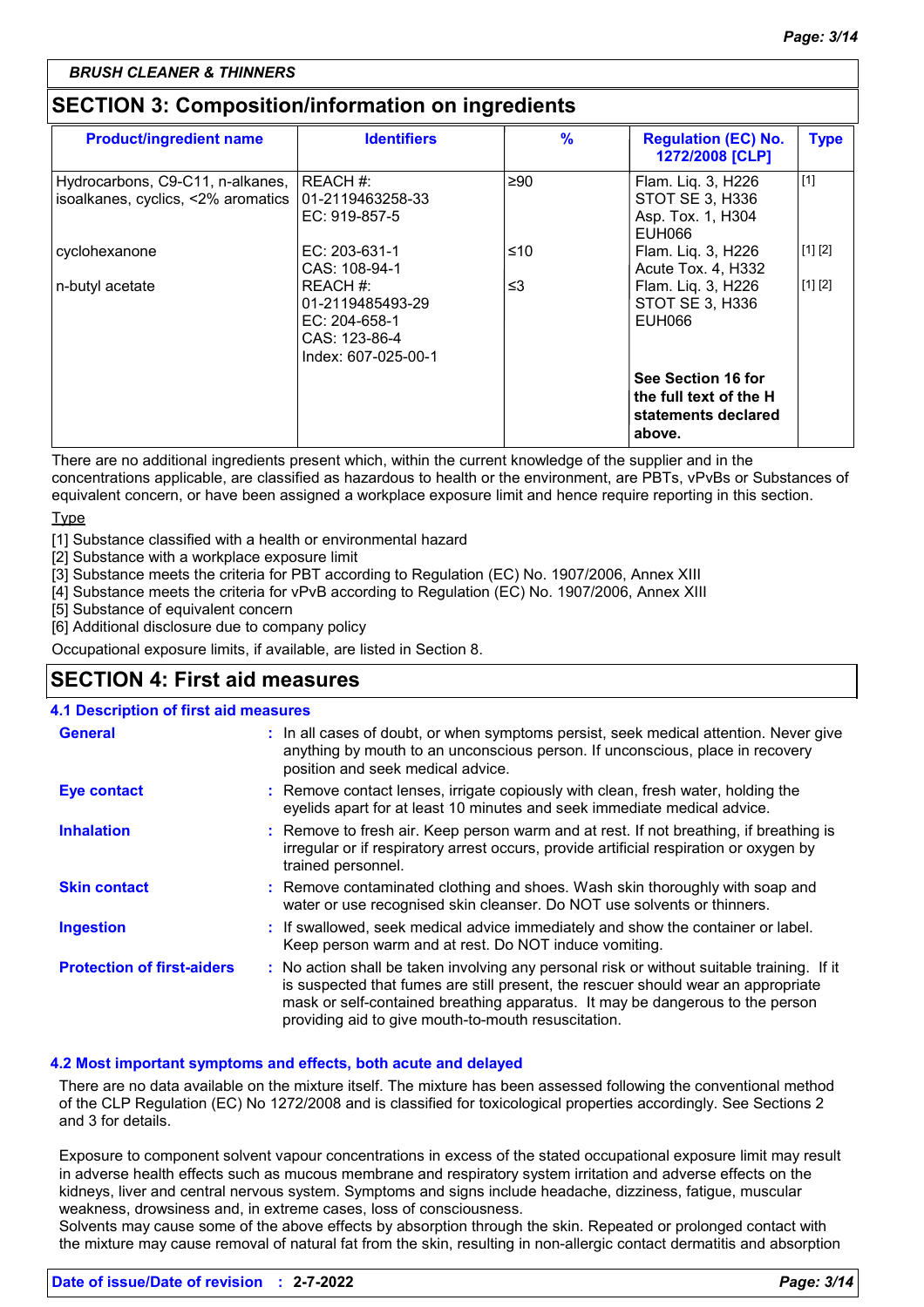**BRUSH CLEANER & THINNERS**

## SECTION 3: Composition/information on ingredients

| Product/ingredient name | Identifiers | % | Regulation (EC) No. 1272/2008 [CLP] | Type |
|---|---|---|---|---|
| Hydrocarbons, C9-C11, n-alkanes, isoalkanes, cyclics, <2% aromatics | REACH #: 01-2119463258-33<br>EC: 919-857-5 | ≥90 | Flam. Liq. 3, H226<br>STOT SE 3, H336<br>Asp. Tox. 1, H304<br>EUH066 | [1] |
| cyclohexanone | EC: 203-631-1<br>CAS: 108-94-1 | ≤10 | Flam. Liq. 3, H226<br>Acute Tox. 4, H332 | [1] [2] |
| n-butyl acetate | REACH #: 01-2119485493-29<br>EC: 204-658-1<br>CAS: 123-86-4<br>Index: 607-025-00-1 | ≤3 | Flam. Liq. 3, H226<br>STOT SE 3, H336<br>EUH066 | [1] [2] |
| | | | **See Section 16 for the full text of the H statements declared above.** | |

There are no additional ingredients present which, within the current knowledge of the supplier and in the concentrations applicable, are classified as hazardous to health or the environment, are PBTs, vPvBs or Substances of equivalent concern, or have been assigned a workplace exposure limit and hence require reporting in this section.

Type

[1] Substance classified with a health or environmental hazard
[2] Substance with a workplace exposure limit
[3] Substance meets the criteria for PBT according to Regulation (EC) No. 1907/2006, Annex XIII
[4] Substance meets the criteria for vPvB according to Regulation (EC) No. 1907/2006, Annex XIII
[5] Substance of equivalent concern
[6] Additional disclosure due to company policy

Occupational exposure limits, if available, are listed in Section 8.

## SECTION 4: First aid measures

### 4.1 Description of first aid measures

**General** : In all cases of doubt, or when symptoms persist, seek medical attention. Never give anything by mouth to an unconscious person. If unconscious, place in recovery position and seek medical advice.

**Eye contact** : Remove contact lenses, irrigate copiously with clean, fresh water, holding the eyelids apart for at least 10 minutes and seek immediate medical advice.

**Inhalation** : Remove to fresh air. Keep person warm and at rest. If not breathing, if breathing is irregular or if respiratory arrest occurs, provide artificial respiration or oxygen by trained personnel.

**Skin contact** : Remove contaminated clothing and shoes. Wash skin thoroughly with soap and water or use recognised skin cleanser. Do NOT use solvents or thinners.

**Ingestion** : If swallowed, seek medical advice immediately and show the container or label. Keep person warm and at rest. Do NOT induce vomiting.

**Protection of first-aiders** : No action shall be taken involving any personal risk or without suitable training. If it is suspected that fumes are still present, the rescuer should wear an appropriate mask or self-contained breathing apparatus. It may be dangerous to the person providing aid to give mouth-to-mouth resuscitation.

### 4.2 Most important symptoms and effects, both acute and delayed

There are no data available on the mixture itself. The mixture has been assessed following the conventional method of the CLP Regulation (EC) No 1272/2008 and is classified for toxicological properties accordingly. See Sections 2 and 3 for details.

Exposure to component solvent vapour concentrations in excess of the stated occupational exposure limit may result in adverse health effects such as mucous membrane and respiratory system irritation and adverse effects on the kidneys, liver and central nervous system. Symptoms and signs include headache, dizziness, fatigue, muscular weakness, drowsiness and, in extreme cases, loss of consciousness.
Solvents may cause some of the above effects by absorption through the skin. Repeated or prolonged contact with the mixture may cause removal of natural fat from the skin, resulting in non-allergic contact dermatitis and absorption

**Date of issue/Date of revision** : **2-7-2022**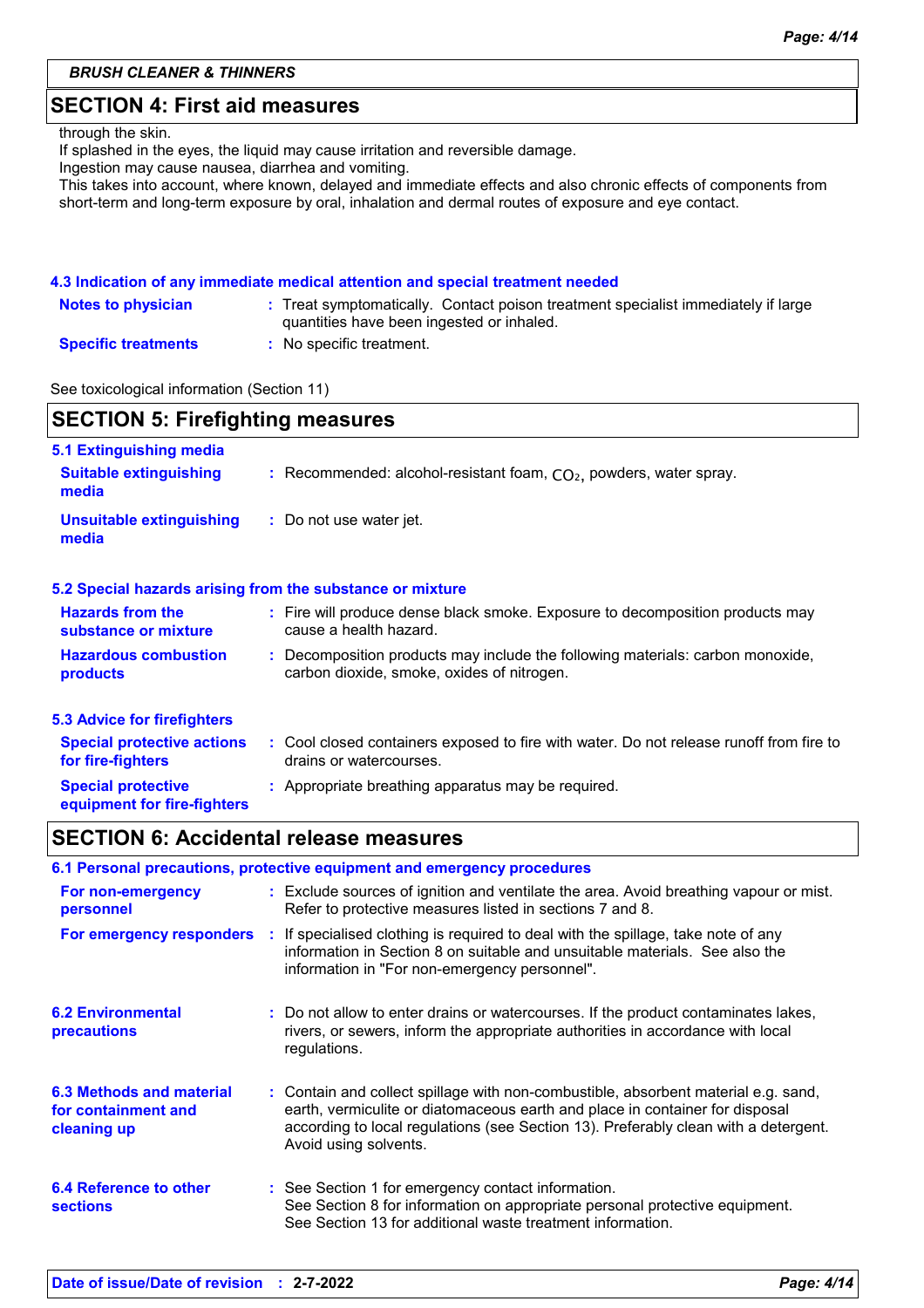## SECTION 4: First aid measures

through the skin.
If splashed in the eyes, the liquid may cause irritation and reversible damage.
Ingestion may cause nausea, diarrhea and vomiting.
This takes into account, where known, delayed and immediate effects and also chronic effects of components from short-term and long-term exposure by oral, inhalation and dermal routes of exposure and eye contact.

### 4.3 Indication of any immediate medical attention and special treatment needed

**Notes to physician** : Treat symptomatically. Contact poison treatment specialist immediately if large quantities have been ingested or inhaled.

**Specific treatments** : No specific treatment.

See toxicological information (Section 11)

## SECTION 5: Firefighting measures

### 5.1 Extinguishing media

**Suitable extinguishing media** : Recommended: alcohol-resistant foam, $CO_2$, powders, water spray.

**Unsuitable extinguishing media** : Do not use water jet.

### 5.2 Special hazards arising from the substance or mixture

**Hazards from the substance or mixture** : Fire will produce dense black smoke. Exposure to decomposition products may cause a health hazard.

**Hazardous combustion products** : Decomposition products may include the following materials: carbon monoxide, carbon dioxide, smoke, oxides of nitrogen.

### 5.3 Advice for firefighters

**Special protective actions for fire-fighters** : Cool closed containers exposed to fire with water. Do not release runoff from fire to drains or watercourses.

**Special protective equipment for fire-fighters** : Appropriate breathing apparatus may be required.

## SECTION 6: Accidental release measures

### 6.1 Personal precautions, protective equipment and emergency procedures

**For non-emergency personnel** : Exclude sources of ignition and ventilate the area. Avoid breathing vapour or mist. Refer to protective measures listed in sections 7 and 8.

**For emergency responders** : If specialised clothing is required to deal with the spillage, take note of any information in Section 8 on suitable and unsuitable materials. See also the information in "For non-emergency personnel".

**6.2 Environmental precautions** : Do not allow to enter drains or watercourses. If the product contaminates lakes, rivers, or sewers, inform the appropriate authorities in accordance with local regulations.

**6.3 Methods and material for containment and cleaning up** : Contain and collect spillage with non-combustible, absorbent material e.g. sand, earth, vermiculite or diatomaceous earth and place in container for disposal according to local regulations (see Section 13). Preferably clean with a detergent. Avoid using solvents.

**6.4 Reference to other sections** : See Section 1 for emergency contact information.
See Section 8 for information on appropriate personal protective equipment.
See Section 13 for additional waste treatment information.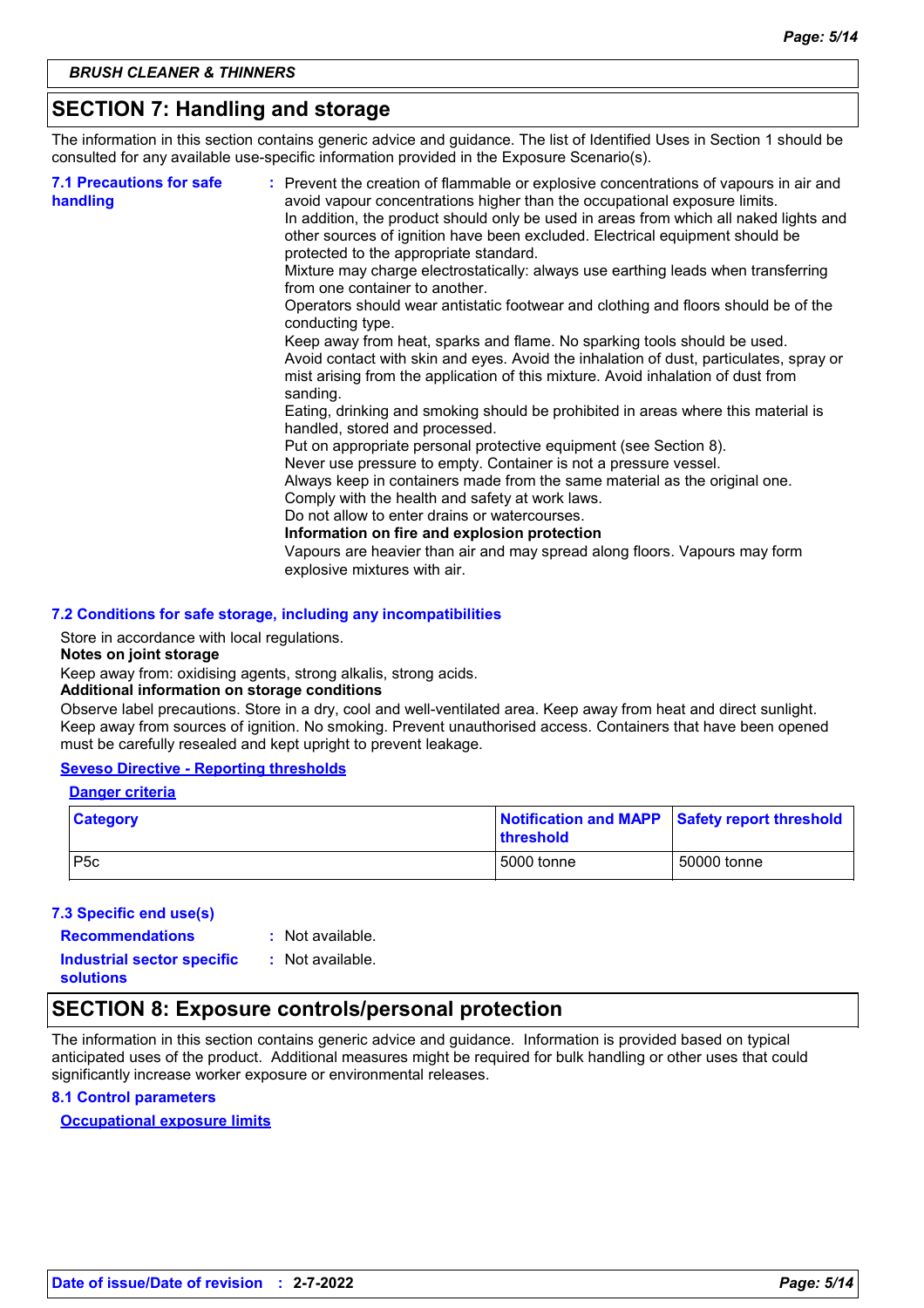## SECTION 7: Handling and storage

The information in this section contains generic advice and guidance. The list of Identified Uses in Section 1 should be consulted for any available use-specific information provided in the Exposure Scenario(s).

**7.1 Precautions for safe handling** : Prevent the creation of flammable or explosive concentrations of vapours in air and avoid vapour concentrations higher than the occupational exposure limits.
In addition, the product should only be used in areas from which all naked lights and other sources of ignition have been excluded. Electrical equipment should be protected to the appropriate standard.
Mixture may charge electrostatically: always use earthing leads when transferring from one container to another.
Operators should wear antistatic footwear and clothing and floors should be of the conducting type.
Keep away from heat, sparks and flame. No sparking tools should be used.
Avoid contact with skin and eyes. Avoid the inhalation of dust, particulates, spray or mist arising from the application of this mixture. Avoid inhalation of dust from sanding.
Eating, drinking and smoking should be prohibited in areas where this material is handled, stored and processed.
Put on appropriate personal protective equipment (see Section 8).
Never use pressure to empty. Container is not a pressure vessel.
Always keep in containers made from the same material as the original one.
Comply with the health and safety at work laws.
Do not allow to enter drains or watercourses.
**Information on fire and explosion protection**
Vapours are heavier than air and may spread along floors. Vapours may form explosive mixtures with air.

### 7.2 Conditions for safe storage, including any incompatibilities

Store in accordance with local regulations.
**Notes on joint storage**
Keep away from: oxidising agents, strong alkalis, strong acids.
**Additional information on storage conditions**
Observe label precautions. Store in a dry, cool and well-ventilated area. Keep away from heat and direct sunlight. Keep away from sources of ignition. No smoking. Prevent unauthorised access. Containers that have been opened must be carefully resealed and kept upright to prevent leakage.

**Seveso Directive - Reporting thresholds**

**Danger criteria**

| Category | Notification and MAPP threshold | Safety report threshold |
|---|---|---|
| P5c | 5000 tonne | 50000 tonne |

### 7.3 Specific end use(s)

**Recommendations** : Not available.

**Industrial sector specific solutions** : Not available.

## SECTION 8: Exposure controls/personal protection

The information in this section contains generic advice and guidance. Information is provided based on typical anticipated uses of the product. Additional measures might be required for bulk handling or other uses that could significantly increase worker exposure or environmental releases.

### 8.1 Control parameters

**Occupational exposure limits**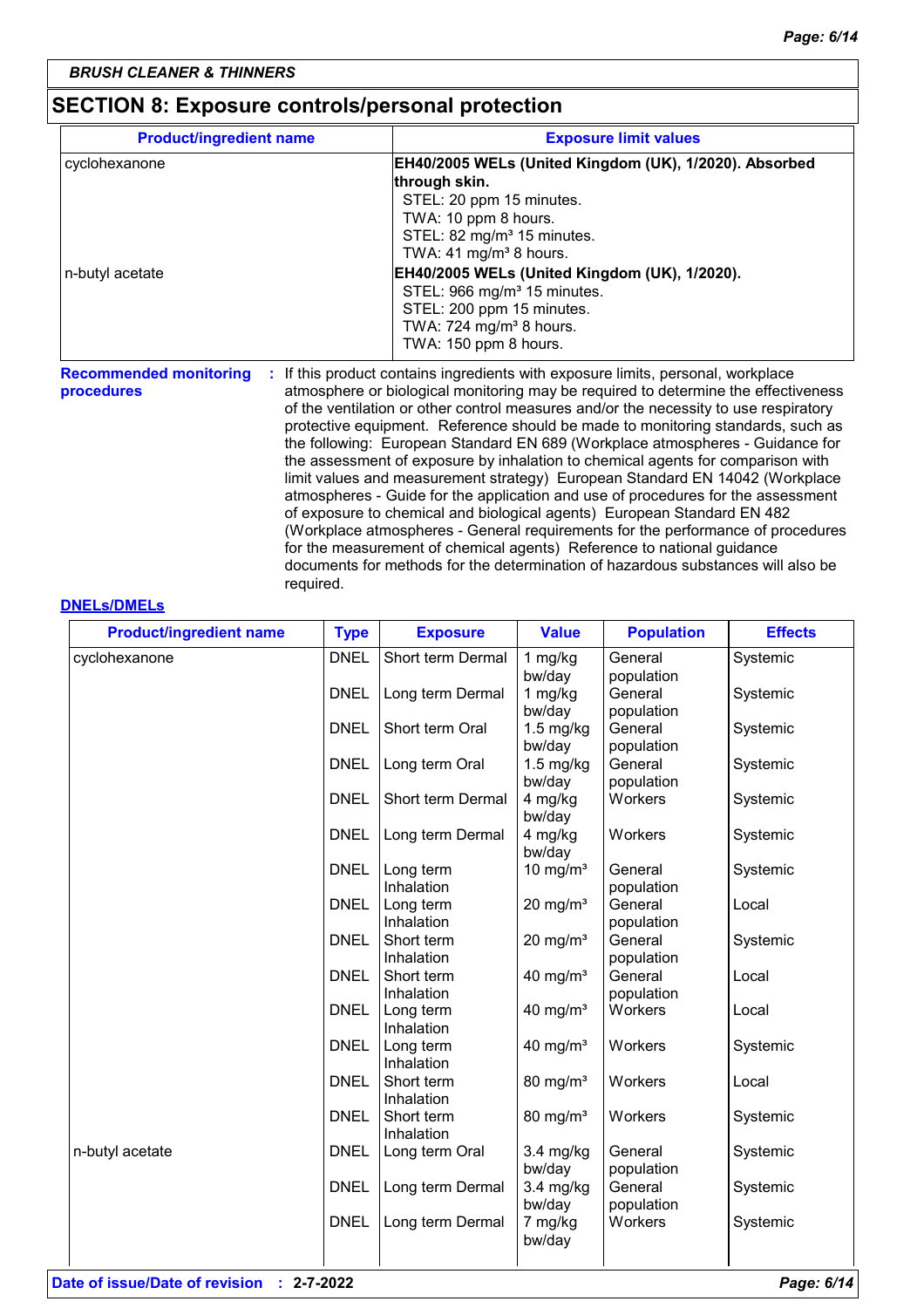BRUSH CLEANER & THINNERS

## SECTION 8: Exposure controls/personal protection

| Product/ingredient name | Exposure limit values |
|---|---|
| cyclohexanone | **EH40/2005 WELs (United Kingdom (UK), 1/2020). Absorbed through skin.**<br>STEL: 20 ppm 15 minutes.<br>TWA: 10 ppm 8 hours.<br>STEL: 82 mg/m³ 15 minutes.<br>TWA: 41 mg/m³ 8 hours. |
| n-butyl acetate | **EH40/2005 WELs (United Kingdom (UK), 1/2020).**<br>STEL: 966 mg/m³ 15 minutes.<br>STEL: 200 ppm 15 minutes.<br>TWA: 724 mg/m³ 8 hours.<br>TWA: 150 ppm 8 hours. |

**Recommended monitoring procedures** : If this product contains ingredients with exposure limits, personal, workplace atmosphere or biological monitoring may be required to determine the effectiveness of the ventilation or other control measures and/or the necessity to use respiratory protective equipment. Reference should be made to monitoring standards, such as the following: European Standard EN 689 (Workplace atmospheres - Guidance for the assessment of exposure by inhalation to chemical agents for comparison with limit values and measurement strategy) European Standard EN 14042 (Workplace atmospheres - Guide for the application and use of procedures for the assessment of exposure to chemical and biological agents) European Standard EN 482 (Workplace atmospheres - General requirements for the performance of procedures for the measurement of chemical agents) Reference to national guidance documents for methods for the determination of hazardous substances will also be required.

**DNELs/DMELs**

| Product/ingredient name | Type | Exposure | Value | Population | Effects |
|---|---|---|---|---|---|
| cyclohexanone | DNEL | Short term Dermal | 1 mg/kg bw/day | General population | Systemic |
| | DNEL | Long term Dermal | 1 mg/kg bw/day | General population | Systemic |
| | DNEL | Short term Oral | 1.5 mg/kg bw/day | General population | Systemic |
| | DNEL | Long term Oral | 1.5 mg/kg bw/day | General population | Systemic |
| | DNEL | Short term Dermal | 4 mg/kg bw/day | Workers | Systemic |
| | DNEL | Long term Dermal | 4 mg/kg bw/day | Workers | Systemic |
| | DNEL | Long term Inhalation | 10 mg/m³ | General population | Systemic |
| | DNEL | Long term Inhalation | 20 mg/m³ | General population | Local |
| | DNEL | Short term Inhalation | 20 mg/m³ | General population | Systemic |
| | DNEL | Short term Inhalation | 40 mg/m³ | General population | Local |
| | DNEL | Long term Inhalation | 40 mg/m³ | Workers | Local |
| | DNEL | Long term Inhalation | 40 mg/m³ | Workers | Systemic |
| | DNEL | Short term Inhalation | 80 mg/m³ | Workers | Local |
| | DNEL | Short term Inhalation | 80 mg/m³ | Workers | Systemic |
| n-butyl acetate | DNEL | Long term Oral | 3.4 mg/kg bw/day | General population | Systemic |
| | DNEL | Long term Dermal | 3.4 mg/kg bw/day | General population | Systemic |
| | DNEL | Long term Dermal | 7 mg/kg bw/day | Workers | Systemic |

**Date of issue/Date of revision** : **2-7-2022**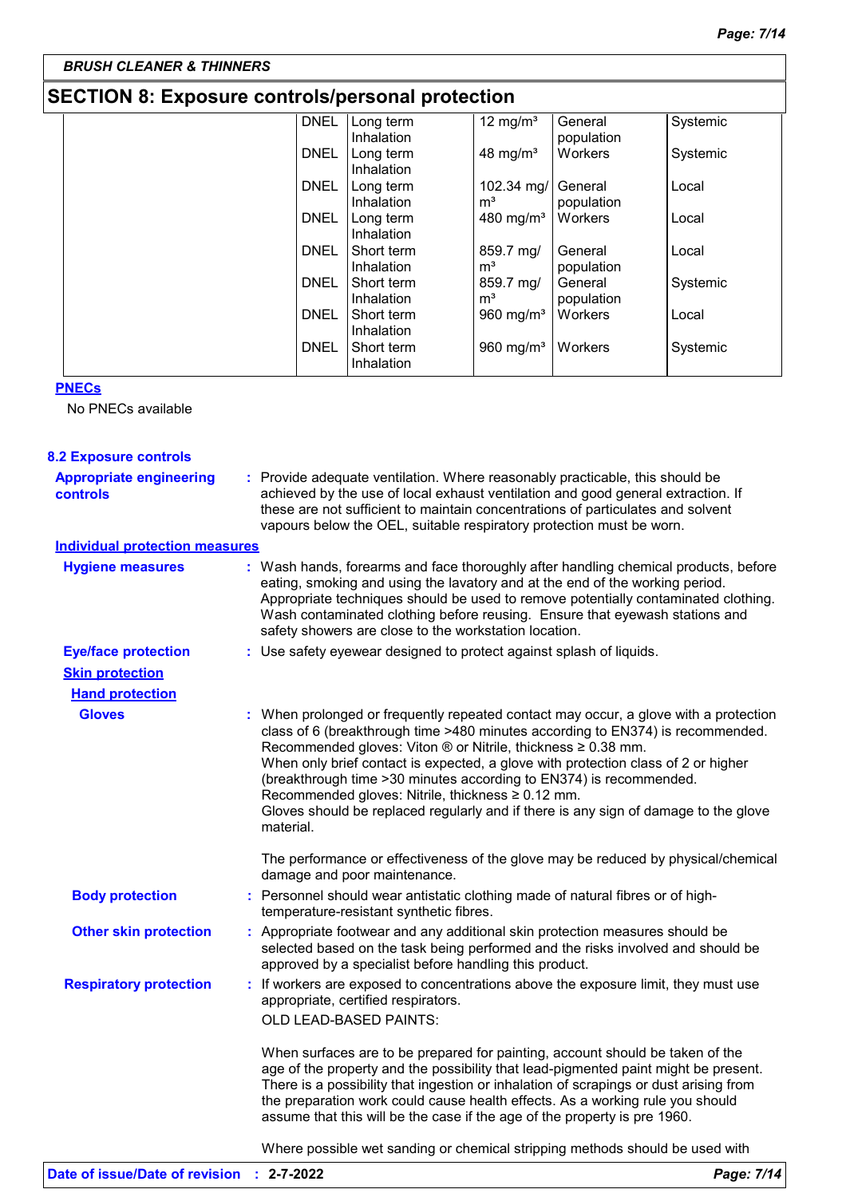## SECTION 8: Exposure controls/personal protection

| | | | | | |
|---|---|---|---|---|---|
| | DNEL | Long term Inhalation | 12 mg/m³ | General population | Systemic |
| | DNEL | Long term Inhalation | 48 mg/m³ | Workers | Systemic |
| | DNEL | Long term Inhalation | 102.34 mg/m³ | General population | Local |
| | DNEL | Long term Inhalation | 480 mg/m³ | Workers | Local |
| | DNEL | Short term Inhalation | 859.7 mg/m³ | General population | Local |
| | DNEL | Short term Inhalation | 859.7 mg/m³ | General population | Systemic |
| | DNEL | Short term Inhalation | 960 mg/m³ | Workers | Local |
| | DNEL | Short term Inhalation | 960 mg/m³ | Workers | Systemic |

**PNECs**

No PNECs available

### 8.2 Exposure controls

**Appropriate engineering controls** : Provide adequate ventilation. Where reasonably practicable, this should be achieved by the use of local exhaust ventilation and good general extraction. If these are not sufficient to maintain concentrations of particulates and solvent vapours below the OEL, suitable respiratory protection must be worn.

**Individual protection measures**

**Hygiene measures** : Wash hands, forearms and face thoroughly after handling chemical products, before eating, smoking and using the lavatory and at the end of the working period. Appropriate techniques should be used to remove potentially contaminated clothing. Wash contaminated clothing before reusing. Ensure that eyewash stations and safety showers are close to the workstation location.

**Eye/face protection** : Use safety eyewear designed to protect against splash of liquids.

**Skin protection**

**Hand protection**

**Gloves** : When prolonged or frequently repeated contact may occur, a glove with a protection class of 6 (breakthrough time >480 minutes according to EN374) is recommended. Recommended gloves: Viton ® or Nitrile, thickness ≥ 0.38 mm. When only brief contact is expected, a glove with protection class of 2 or higher (breakthrough time >30 minutes according to EN374) is recommended. Recommended gloves: Nitrile, thickness ≥ 0.12 mm. Gloves should be replaced regularly and if there is any sign of damage to the glove material.

The performance or effectiveness of the glove may be reduced by physical/chemical damage and poor maintenance.

**Body protection** : Personnel should wear antistatic clothing made of natural fibres or of high-temperature-resistant synthetic fibres.

**Other skin protection** : Appropriate footwear and any additional skin protection measures should be selected based on the task being performed and the risks involved and should be approved by a specialist before handling this product.

**Respiratory protection** : If workers are exposed to concentrations above the exposure limit, they must use appropriate, certified respirators.

OLD LEAD-BASED PAINTS:

When surfaces are to be prepared for painting, account should be taken of the age of the property and the possibility that lead-pigmented paint might be present. There is a possibility that ingestion or inhalation of scrapings or dust arising from the preparation work could cause health effects. As a working rule you should assume that this will be the case if the age of the property is pre 1960.

Where possible wet sanding or chemical stripping methods should be used with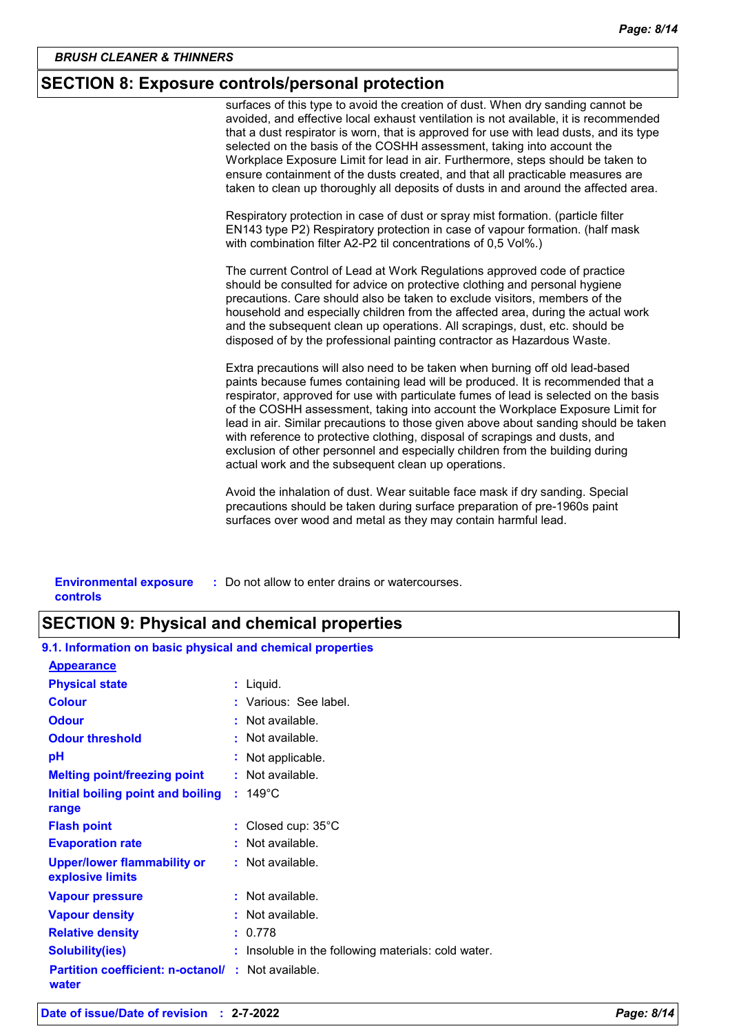## SECTION 8: Exposure controls/personal protection

surfaces of this type to avoid the creation of dust. When dry sanding cannot be avoided, and effective local exhaust ventilation is not available, it is recommended that a dust respirator is worn, that is approved for use with lead dusts, and its type selected on the basis of the COSHH assessment, taking into account the Workplace Exposure Limit for lead in air. Furthermore, steps should be taken to ensure containment of the dusts created, and that all practicable measures are taken to clean up thoroughly all deposits of dusts in and around the affected area.

Respiratory protection in case of dust or spray mist formation. (particle filter EN143 type P2) Respiratory protection in case of vapour formation. (half mask with combination filter A2-P2 til concentrations of 0,5 Vol%.)

The current Control of Lead at Work Regulations approved code of practice should be consulted for advice on protective clothing and personal hygiene precautions. Care should also be taken to exclude visitors, members of the household and especially children from the affected area, during the actual work and the subsequent clean up operations. All scrapings, dust, etc. should be disposed of by the professional painting contractor as Hazardous Waste.

Extra precautions will also need to be taken when burning off old lead-based paints because fumes containing lead will be produced. It is recommended that a respirator, approved for use with particulate fumes of lead is selected on the basis of the COSHH assessment, taking into account the Workplace Exposure Limit for lead in air. Similar precautions to those given above about sanding should be taken with reference to protective clothing, disposal of scrapings and dusts, and exclusion of other personnel and especially children from the building during actual work and the subsequent clean up operations.

Avoid the inhalation of dust. Wear suitable face mask if dry sanding. Special precautions should be taken during surface preparation of pre-1960s paint surfaces over wood and metal as they may contain harmful lead.

**Environmental exposure controls** : Do not allow to enter drains or watercourses.

## SECTION 9: Physical and chemical properties

### 9.1. Information on basic physical and chemical properties

**Appearance**

| Property | Value |
|---|---|
| **Physical state** | Liquid. |
| **Colour** | Various: See label. |
| **Odour** | Not available. |
| **Odour threshold** | Not available. |
| **pH** | Not applicable. |
| **Melting point/freezing point** | Not available. |
| **Initial boiling point and boiling range** | 149°C |
| **Flash point** | Closed cup: 35°C |
| **Evaporation rate** | Not available. |
| **Upper/lower flammability or explosive limits** | Not available. |
| **Vapour pressure** | Not available. |
| **Vapour density** | Not available. |
| **Relative density** | 0.778 |
| **Solubility(ies)** | Insoluble in the following materials: cold water. |
| **Partition coefficient: n-octanol/water** | Not available. |

**Date of issue/Date of revision** : **2-7-2022**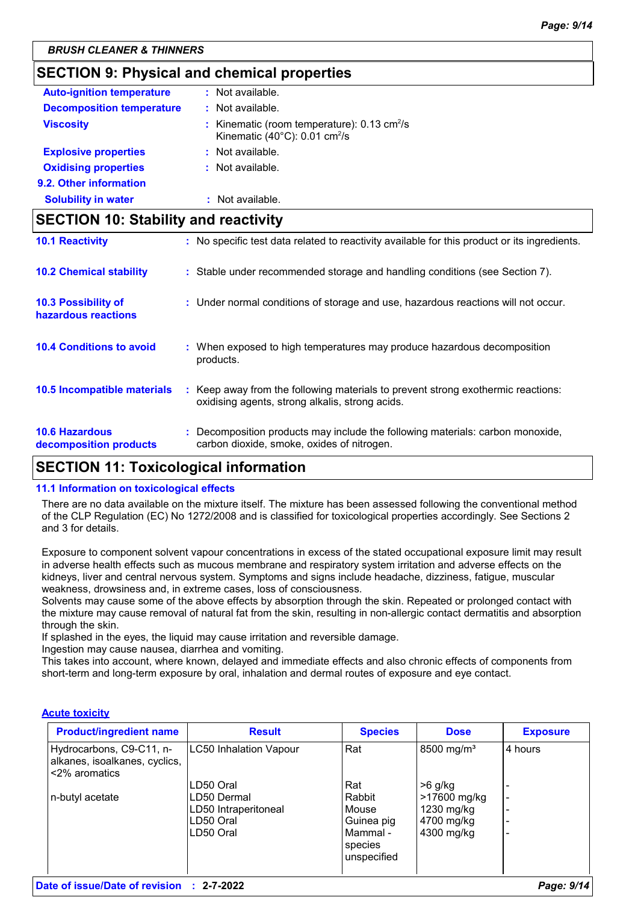**BRUSH CLEANER & THINNERS**

## SECTION 9: Physical and chemical properties

| | | |
|---|---|---|
| **Auto-ignition temperature** | : | Not available. |
| **Decomposition temperature** | : | Not available. |
| **Viscosity** | : | Kinematic (room temperature): 0.13 $cm^2/s$<br>Kinematic (40°C): 0.01 $cm^2/s$ |
| **Explosive properties** | : | Not available. |
| **Oxidising properties** | : | Not available. |

**9.2. Other information**

| | | |
|---|---|---|
| **Solubility in water** | : | Not available. |

## SECTION 10: Stability and reactivity

| | | |
|---|---|---|
| **10.1 Reactivity** | : | No specific test data related to reactivity available for this product or its ingredients. |
| **10.2 Chemical stability** | : | Stable under recommended storage and handling conditions (see Section 7). |
| **10.3 Possibility of hazardous reactions** | : | Under normal conditions of storage and use, hazardous reactions will not occur. |
| **10.4 Conditions to avoid** | : | When exposed to high temperatures may produce hazardous decomposition products. |
| **10.5 Incompatible materials** | : | Keep away from the following materials to prevent strong exothermic reactions: oxidising agents, strong alkalis, strong acids. |
| **10.6 Hazardous decomposition products** | : | Decomposition products may include the following materials: carbon monoxide, carbon dioxide, smoke, oxides of nitrogen. |

## SECTION 11: Toxicological information

### 11.1 Information on toxicological effects

There are no data available on the mixture itself. The mixture has been assessed following the conventional method of the CLP Regulation (EC) No 1272/2008 and is classified for toxicological properties accordingly. See Sections 2 and 3 for details.

Exposure to component solvent vapour concentrations in excess of the stated occupational exposure limit may result in adverse health effects such as mucous membrane and respiratory system irritation and adverse effects on the kidneys, liver and central nervous system. Symptoms and signs include headache, dizziness, fatigue, muscular weakness, drowsiness and, in extreme cases, loss of consciousness.
Solvents may cause some of the above effects by absorption through the skin. Repeated or prolonged contact with the mixture may cause removal of natural fat from the skin, resulting in non-allergic contact dermatitis and absorption through the skin.
If splashed in the eyes, the liquid may cause irritation and reversible damage.
Ingestion may cause nausea, diarrhea and vomiting.
This takes into account, where known, delayed and immediate effects and also chronic effects of components from short-term and long-term exposure by oral, inhalation and dermal routes of exposure and eye contact.

**Acute toxicity**

| Product/ingredient name | Result | Species | Dose | Exposure |
|---|---|---|---|---|
| Hydrocarbons, C9-C11, n-alkanes, isoalkanes, cyclics, <2% aromatics | LC50 Inhalation Vapour | Rat | 8500 mg/m³ | 4 hours |
| | LD50 Oral | Rat | >6 g/kg | - |
| n-butyl acetate | LD50 Dermal | Rabbit | >17600 mg/kg | - |
| | LD50 Intraperitoneal | Mouse | 1230 mg/kg | - |
| | LD50 Oral | Guinea pig | 4700 mg/kg | - |
| | LD50 Oral | Mammal - species unspecified | 4300 mg/kg | - |

**Date of issue/Date of revision** : **2-7-2022**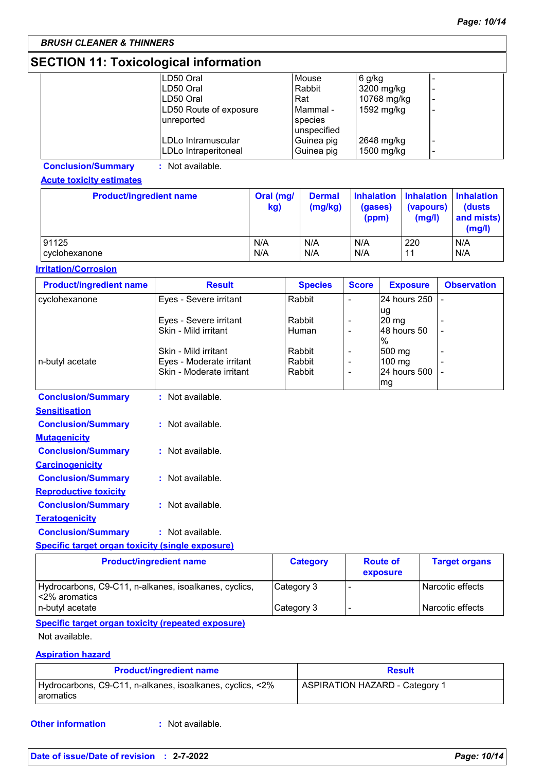**BRUSH CLEANER & THINNERS**

## SECTION 11: Toxicological information

| | | | | |
|---|---|---|---|---|
| | LD50 Oral | Mouse | 6 g/kg | - |
| | LD50 Oral | Rabbit | 3200 mg/kg | - |
| | LD50 Oral | Rat | 10768 mg/kg | - |
| | LD50 Route of exposure unreported | Mammal - species unspecified | 1592 mg/kg | - |
| | LDLo Intramuscular | Guinea pig | 2648 mg/kg | - |
| | LDLo Intraperitoneal | Guinea pig | 1500 mg/kg | - |

**Conclusion/Summary** : Not available.

**Acute toxicity estimates**

| Product/ingredient name | Oral (mg/kg) | Dermal (mg/kg) | Inhalation (gases) (ppm) | Inhalation (vapours) (mg/l) | Inhalation (dusts and mists) (mg/l) |
|---|---|---|---|---|---|
| 91125 | N/A | N/A | N/A | 220 | N/A |
| cyclohexanone | N/A | N/A | N/A | 11 | N/A |

**Irritation/Corrosion**

| Product/ingredient name | Result | Species | Score | Exposure | Observation |
|---|---|---|---|---|---|
| cyclohexanone | Eyes - Severe irritant | Rabbit | - | 24 hours 250 ug | - |
| | Eyes - Severe irritant | Rabbit | - | 20 mg | - |
| | Skin - Mild irritant | Human | - | 48 hours 50 % | - |
| | Skin - Mild irritant | Rabbit | - | 500 mg | - |
| n-butyl acetate | Eyes - Moderate irritant | Rabbit | - | 100 mg | - |
| | Skin - Moderate irritant | Rabbit | - | 24 hours 500 mg | - |

**Conclusion/Summary** : Not available.

**Sensitisation**

**Conclusion/Summary** : Not available.

**Mutagenicity**

**Conclusion/Summary** : Not available.

**Carcinogenicity**

**Conclusion/Summary** : Not available.

**Reproductive toxicity**

**Conclusion/Summary** : Not available.

**Teratogenicity**

**Conclusion/Summary** : Not available.

**Specific target organ toxicity (single exposure)**

| Product/ingredient name | Category | Route of exposure | Target organs |
|---|---|---|---|
| Hydrocarbons, C9-C11, n-alkanes, isoalkanes, cyclics, <2% aromatics | Category 3 | - | Narcotic effects |
| n-butyl acetate | Category 3 | - | Narcotic effects |

**Specific target organ toxicity (repeated exposure)**

Not available.

**Aspiration hazard**

| Product/ingredient name | Result |
|---|---|
| Hydrocarbons, C9-C11, n-alkanes, isoalkanes, cyclics, <2% aromatics | ASPIRATION HAZARD - Category 1 |

**Other information** : Not available.

**Date of issue/Date of revision** : 2-7-2022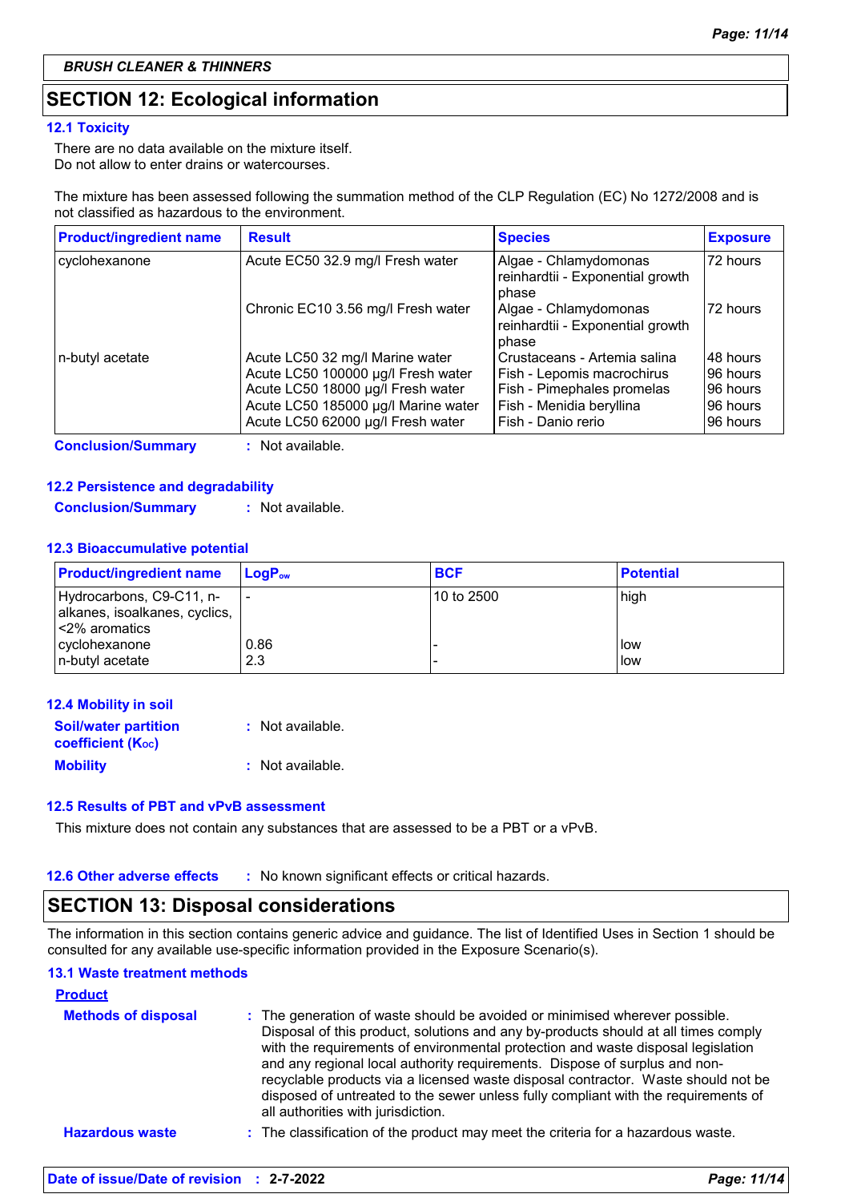**BRUSH CLEANER & THINNERS**

## SECTION 12: Ecological information

### 12.1 Toxicity

There are no data available on the mixture itself.
Do not allow to enter drains or watercourses.

The mixture has been assessed following the summation method of the CLP Regulation (EC) No 1272/2008 and is not classified as hazardous to the environment.

| Product/ingredient name | Result | Species | Exposure |
|---|---|---|---|
| cyclohexanone | Acute EC50 32.9 mg/l Fresh water | Algae - Chlamydomonas reinhardtii - Exponential growth phase | 72 hours |
| | Chronic EC10 3.56 mg/l Fresh water | Algae - Chlamydomonas reinhardtii - Exponential growth phase | 72 hours |
| n-butyl acetate | Acute LC50 32 mg/l Marine water | Crustaceans - Artemia salina | 48 hours |
| | Acute LC50 100000 µg/l Fresh water | Fish - Lepomis macrochirus | 96 hours |
| | Acute LC50 18000 µg/l Fresh water | Fish - Pimephales promelas | 96 hours |
| | Acute LC50 185000 µg/l Marine water | Fish - Menidia beryllina | 96 hours |
| | Acute LC50 62000 µg/l Fresh water | Fish - Danio rerio | 96 hours |

**Conclusion/Summary** : Not available.

### 12.2 Persistence and degradability

**Conclusion/Summary** : Not available.

### 12.3 Bioaccumulative potential

| Product/ingredient name | $LogP_{ow}$ | BCF | Potential |
|---|---|---|---|
| Hydrocarbons, C9-C11, n-alkanes, isoalkanes, cyclics, <2% aromatics | - | 10 to 2500 | high |
| cyclohexanone | 0.86 | - | low |
| n-butyl acetate | 2.3 | - | low |

### 12.4 Mobility in soil

**Soil/water partition coefficient ($K_{OC}$)** : Not available.

**Mobility** : Not available.

### 12.5 Results of PBT and vPvB assessment

This mixture does not contain any substances that are assessed to be a PBT or a vPvB.

### 12.6 Other adverse effects

: No known significant effects or critical hazards.

## SECTION 13: Disposal considerations

The information in this section contains generic advice and guidance. The list of Identified Uses in Section 1 should be consulted for any available use-specific information provided in the Exposure Scenario(s).

### 13.1 Waste treatment methods

**Product**

**Methods of disposal** : The generation of waste should be avoided or minimised wherever possible. Disposal of this product, solutions and any by-products should at all times comply with the requirements of environmental protection and waste disposal legislation and any regional local authority requirements. Dispose of surplus and non-recyclable products via a licensed waste disposal contractor. Waste should not be disposed of untreated to the sewer unless fully compliant with the requirements of all authorities with jurisdiction.

**Hazardous waste** : The classification of the product may meet the criteria for a hazardous waste.

**Date of issue/Date of revision** : **2-7-2022**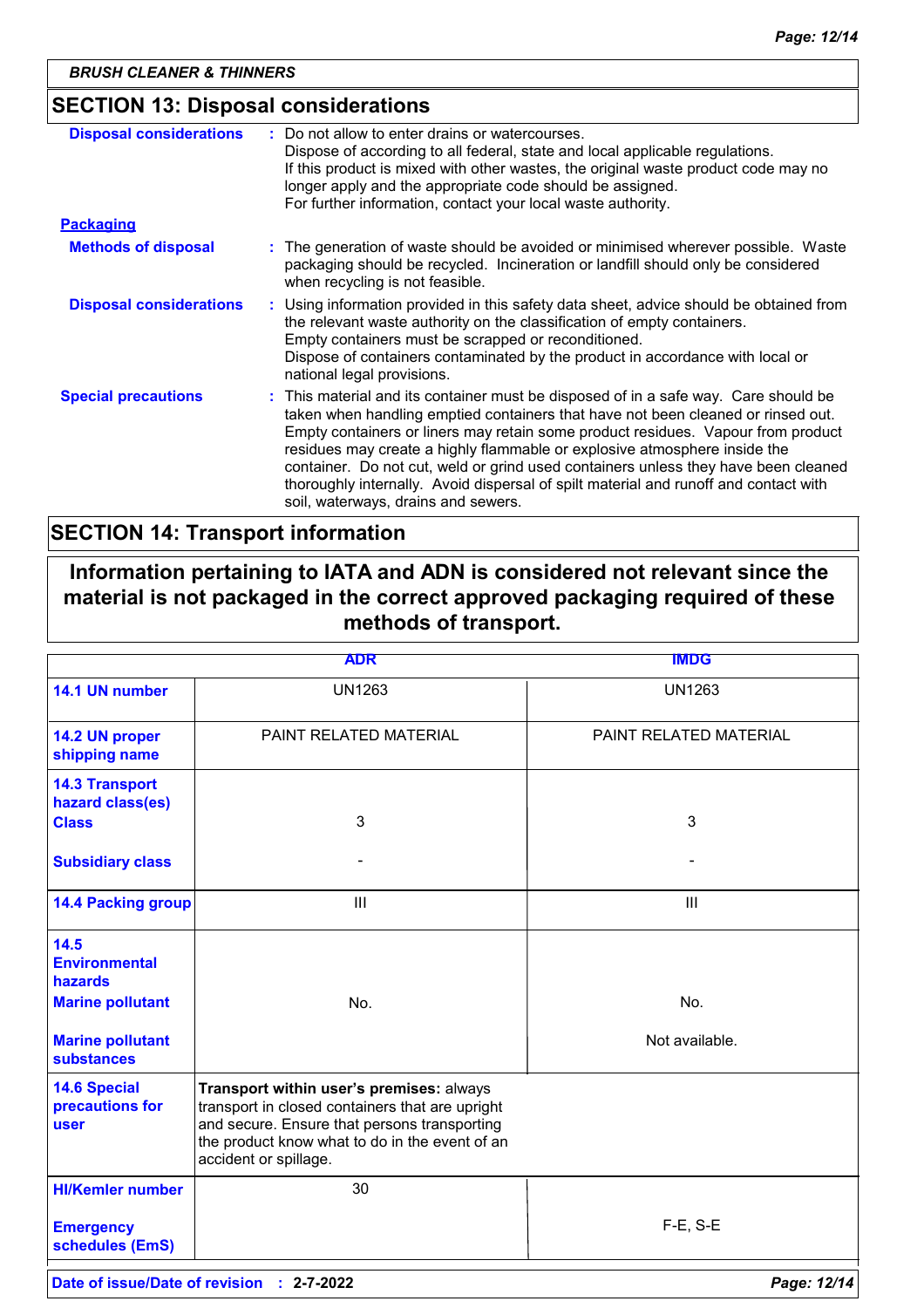## SECTION 13: Disposal considerations

| | |
|---|---|
| **Disposal considerations** | : Do not allow to enter drains or watercourses. Dispose of according to all federal, state and local applicable regulations. If this product is mixed with other wastes, the original waste product code may no longer apply and the appropriate code should be assigned. For further information, contact your local waste authority. |

**Packaging**

| | |
|---|---|
| **Methods of disposal** | : The generation of waste should be avoided or minimised wherever possible. Waste packaging should be recycled. Incineration or landfill should only be considered when recycling is not feasible. |
| **Disposal considerations** | : Using information provided in this safety data sheet, advice should be obtained from the relevant waste authority on the classification of empty containers. Empty containers must be scrapped or reconditioned. Dispose of containers contaminated by the product in accordance with local or national legal provisions. |
| **Special precautions** | : This material and its container must be disposed of in a safe way. Care should be taken when handling emptied containers that have not been cleaned or rinsed out. Empty containers or liners may retain some product residues. Vapour from product residues may create a highly flammable or explosive atmosphere inside the container. Do not cut, weld or grind used containers unless they have been cleaned thoroughly internally. Avoid dispersal of spilt material and runoff and contact with soil, waterways, drains and sewers. |

## SECTION 14: Transport information

**Information pertaining to IATA and ADN is considered not relevant since the material is not packaged in the correct approved packaging required of these methods of transport.**

| | ADR | IMDG |
|---|---|---|
| **14.1 UN number** | UN1263 | UN1263 |
| **14.2 UN proper shipping name** | PAINT RELATED MATERIAL | PAINT RELATED MATERIAL |
| **14.3 Transport hazard class(es)** **Class** | 3 | 3 |
| **Subsidiary class** | - | - |
| **14.4 Packing group** | III | III |
| **14.5 Environmental hazards** **Marine pollutant** | No. | No. |
| **Marine pollutant substances** | | Not available. |
| **14.6 Special precautions for user** | **Transport within user's premises:** always transport in closed containers that are upright and secure. Ensure that persons transporting the product know what to do in the event of an accident or spillage. | |
| **HI/Kemler number** | 30 | |
| **Emergency schedules (EmS)** | | F-E, S-E |

**Date of issue/Date of revision** : **2-7-2022**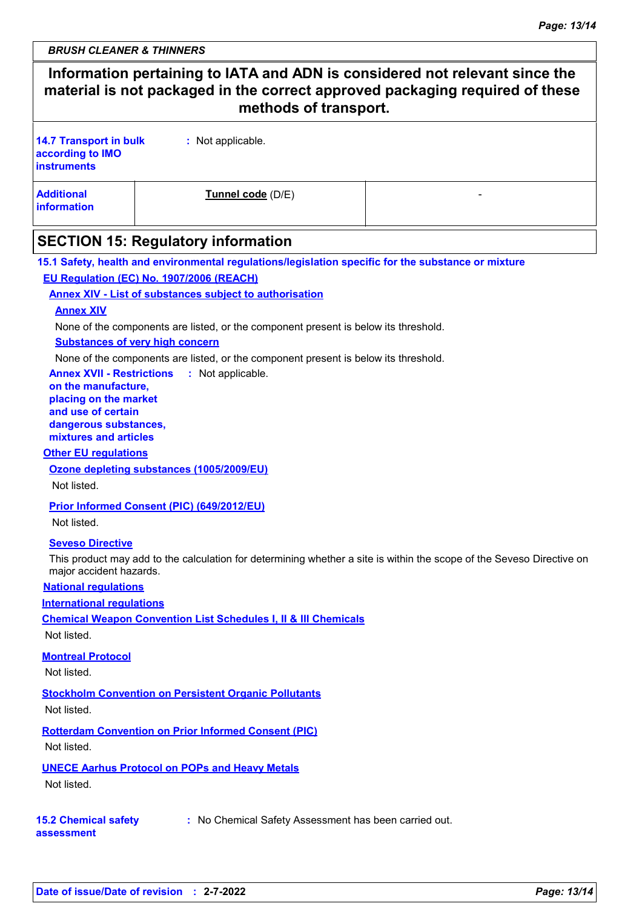**Information pertaining to IATA and ADN is considered not relevant since the material is not packaged in the correct approved packaging required of these methods of transport.**

| | |
|---|---|
| **14.7 Transport in bulk according to IMO instruments** | : Not applicable. |

| | | |
|---|---|---|
| **Additional information** | **Tunnel code** (D/E) | - |

## SECTION 15: Regulatory information

**15.1 Safety, health and environmental regulations/legislation specific for the substance or mixture**

**EU Regulation (EC) No. 1907/2006 (REACH)**

**Annex XIV - List of substances subject to authorisation**

**Annex XIV**

None of the components are listed, or the component present is below its threshold.

**Substances of very high concern**

None of the components are listed, or the component present is below its threshold.

**Annex XVII - Restrictions on the manufacture, placing on the market and use of certain dangerous substances, mixtures and articles** : Not applicable.

**Other EU regulations**

**Ozone depleting substances (1005/2009/EU)**

Not listed.

**Prior Informed Consent (PIC) (649/2012/EU)**

Not listed.

**Seveso Directive**

This product may add to the calculation for determining whether a site is within the scope of the Seveso Directive on major accident hazards.

**National regulations**

**International regulations**

**Chemical Weapon Convention List Schedules I, II & III Chemicals**

Not listed.

**Montreal Protocol**

Not listed.

**Stockholm Convention on Persistent Organic Pollutants**

Not listed.

**Rotterdam Convention on Prior Informed Consent (PIC)**

Not listed.

**UNECE Aarhus Protocol on POPs and Heavy Metals**

Not listed.

**15.2 Chemical safety assessment** : No Chemical Safety Assessment has been carried out.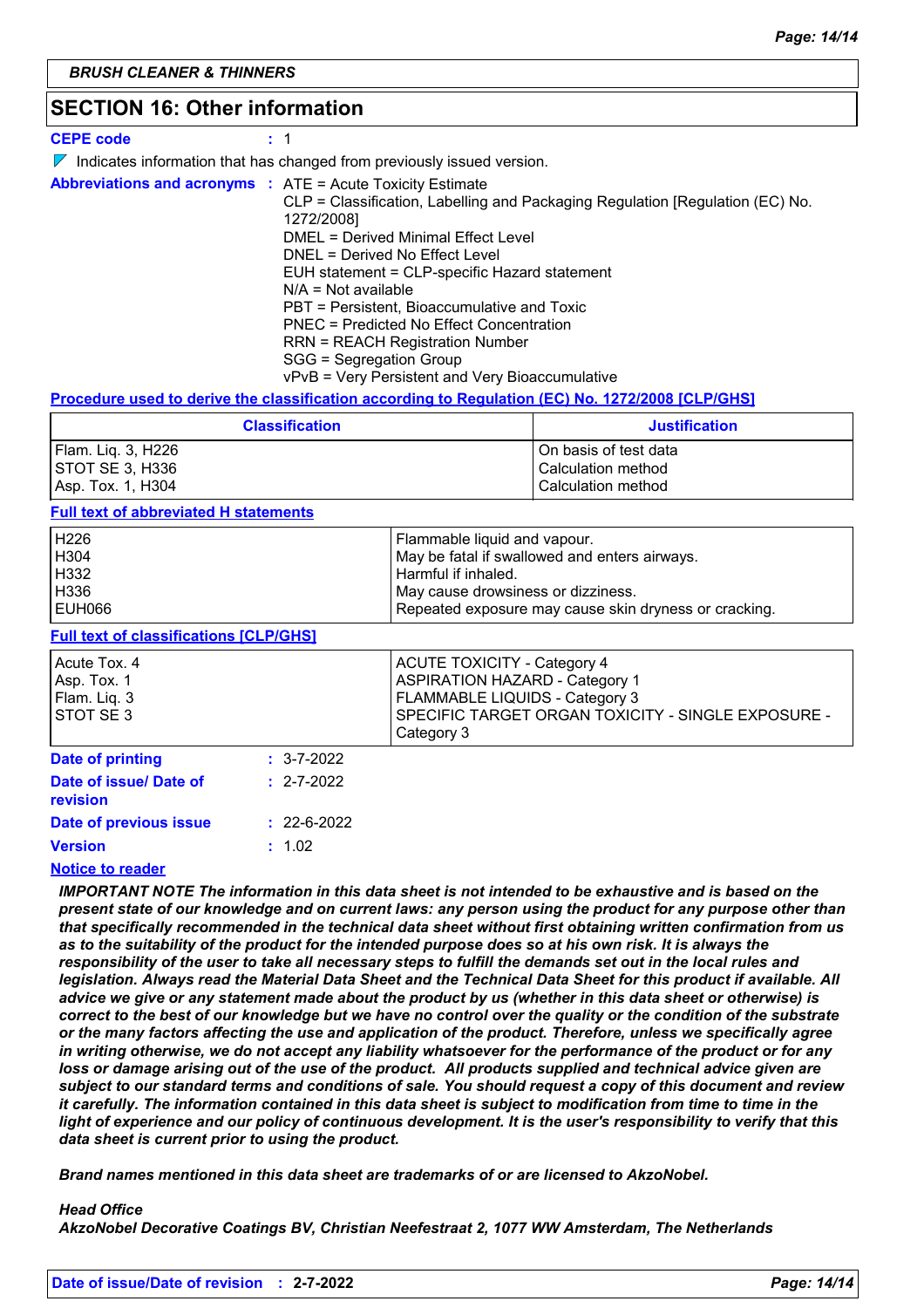**BRUSH CLEANER & THINNERS**

## SECTION 16: Other information

**CEPE code** : 1

◤ Indicates information that has changed from previously issued version.

**Abbreviations and acronyms** : ATE = Acute Toxicity Estimate
CLP = Classification, Labelling and Packaging Regulation [Regulation (EC) No. 1272/2008]
DMEL = Derived Minimal Effect Level
DNEL = Derived No Effect Level
EUH statement = CLP-specific Hazard statement
N/A = Not available
PBT = Persistent, Bioaccumulative and Toxic
PNEC = Predicted No Effect Concentration
RRN = REACH Registration Number
SGG = Segregation Group
vPvB = Very Persistent and Very Bioaccumulative

**Procedure used to derive the classification according to Regulation (EC) No. 1272/2008 [CLP/GHS]**

| Classification | Justification |
|---|---|
| Flam. Liq. 3, H226 | On basis of test data |
| STOT SE 3, H336 | Calculation method |
| Asp. Tox. 1, H304 | Calculation method |

**Full text of abbreviated H statements**

| | |
|---|---|
| H226 | Flammable liquid and vapour. |
| H304 | May be fatal if swallowed and enters airways. |
| H332 | Harmful if inhaled. |
| H336 | May cause drowsiness or dizziness. |
| EUH066 | Repeated exposure may cause skin dryness or cracking. |

**Full text of classifications [CLP/GHS]**

| | |
|---|---|
| Acute Tox. 4 | ACUTE TOXICITY - Category 4 |
| Asp. Tox. 1 | ASPIRATION HAZARD - Category 1 |
| Flam. Liq. 3 | FLAMMABLE LIQUIDS - Category 3 |
| STOT SE 3 | SPECIFIC TARGET ORGAN TOXICITY - SINGLE EXPOSURE - Category 3 |

**Date of printing** : 3-7-2022

**Date of issue/ Date of revision** : 2-7-2022

**Date of previous issue** : 22-6-2022

**Version** : 1.02

**Notice to reader**

***IMPORTANT NOTE The information in this data sheet is not intended to be exhaustive and is based on the present state of our knowledge and on current laws: any person using the product for any purpose other than that specifically recommended in the technical data sheet without first obtaining written confirmation from us as to the suitability of the product for the intended purpose does so at his own risk. It is always the responsibility of the user to take all necessary steps to fulfill the demands set out in the local rules and legislation. Always read the Material Data Sheet and the Technical Data Sheet for this product if available. All advice we give or any statement made about the product by us (whether in this data sheet or otherwise) is correct to the best of our knowledge but we have no control over the quality or the condition of the substrate or the many factors affecting the use and application of the product. Therefore, unless we specifically agree in writing otherwise, we do not accept any liability whatsoever for the performance of the product or for any loss or damage arising out of the use of the product. All products supplied and technical advice given are subject to our standard terms and conditions of sale. You should request a copy of this document and review it carefully. The information contained in this data sheet is subject to modification from time to time in the light of experience and our policy of continuous development. It is the user's responsibility to verify that this data sheet is current prior to using the product.***

***Brand names mentioned in this data sheet are trademarks of or are licensed to AkzoNobel.***

***Head Office***
***AkzoNobel Decorative Coatings BV, Christian Neefestraat 2, 1077 WW Amsterdam, The Netherlands***